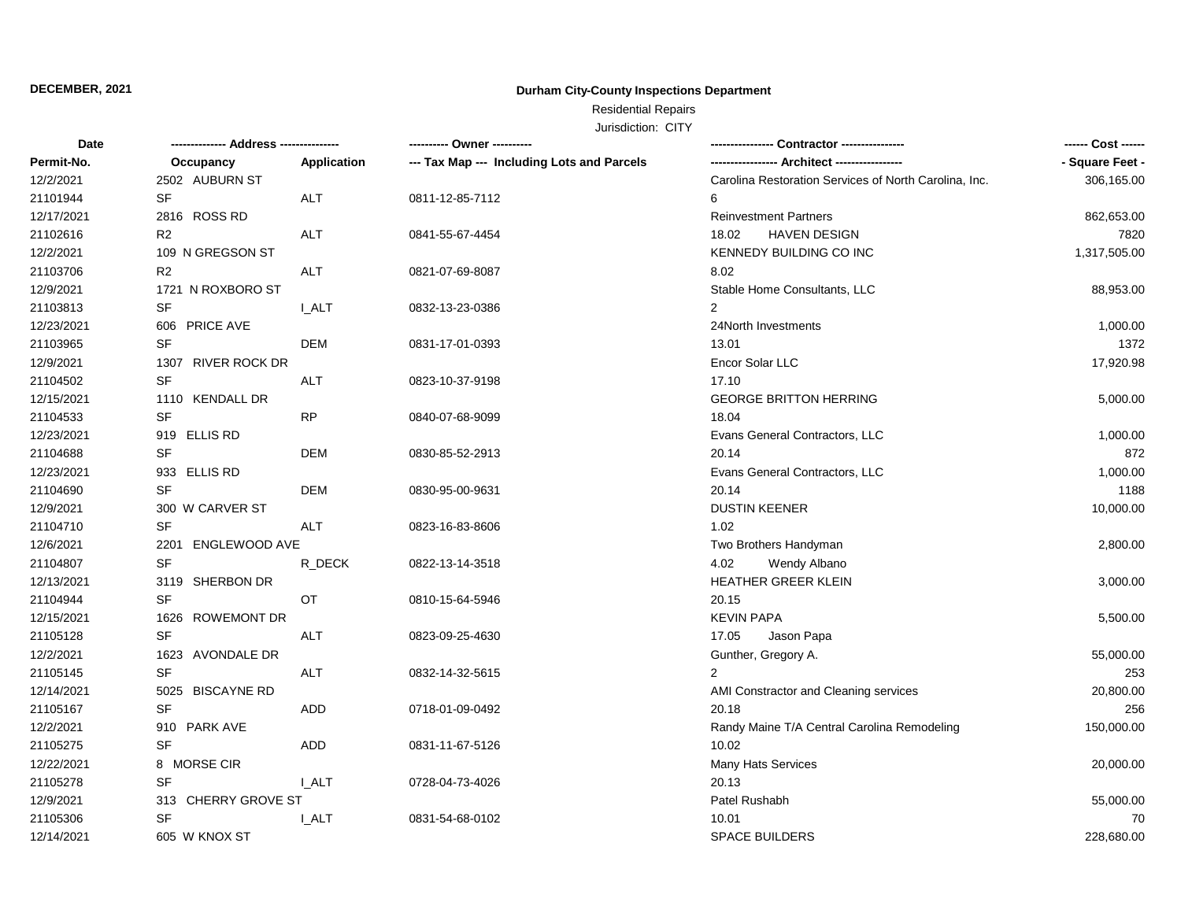**DECEMBER, 2021**

**Durham City-County Inspections Department**

Residential Repairs

Jurisdiction: CITY

| Date | ------------- Address -------------- | | ---------- Owner ---------- | ---------------- Contractor ---------------- | ------ Cost ------ |
|---|---|---|---|---|---|
| **Permit-No.** | **Occupancy** | **Application** | **--- Tax Map --- Including Lots and Parcels** | **----------------- Architect -----------------** | **- Square Feet -** |
| 12/2/2021 | 2502 AUBURN ST | | | Carolina Restoration Services of North Carolina, Inc. | 306,165.00 |
| 21101944 | SF | ALT | 0811-12-85-7112 | 6 | |
| 12/17/2021 | 2816 ROSS RD | | | Reinvestment Partners | 862,653.00 |
| 21102616 | R2 | ALT | 0841-55-67-4454 | 18.02 HAVEN DESIGN | 7820 |
| 12/2/2021 | 109 N GREGSON ST | | | KENNEDY BUILDING CO INC | 1,317,505.00 |
| 21103706 | R2 | ALT | 0821-07-69-8087 | 8.02 | |
| 12/9/2021 | 1721 N ROXBORO ST | | | Stable Home Consultants, LLC | 88,953.00 |
| 21103813 | SF | I_ALT | 0832-13-23-0386 | 2 | |
| 12/23/2021 | 606 PRICE AVE | | | 24North Investments | 1,000.00 |
| 21103965 | SF | DEM | 0831-17-01-0393 | 13.01 | 1372 |
| 12/9/2021 | 1307 RIVER ROCK DR | | | Encor Solar LLC | 17,920.98 |
| 21104502 | SF | ALT | 0823-10-37-9198 | 17.10 | |
| 12/15/2021 | 1110 KENDALL DR | | | GEORGE BRITTON HERRING | 5,000.00 |
| 21104533 | SF | RP | 0840-07-68-9099 | 18.04 | |
| 12/23/2021 | 919 ELLIS RD | | | Evans General Contractors, LLC | 1,000.00 |
| 21104688 | SF | DEM | 0830-85-52-2913 | 20.14 | 872 |
| 12/23/2021 | 933 ELLIS RD | | | Evans General Contractors, LLC | 1,000.00 |
| 21104690 | SF | DEM | 0830-95-00-9631 | 20.14 | 1188 |
| 12/9/2021 | 300 W CARVER ST | | | DUSTIN KEENER | 10,000.00 |
| 21104710 | SF | ALT | 0823-16-83-8606 | 1.02 | |
| 12/6/2021 | 2201 ENGLEWOOD AVE | | | Two Brothers Handyman | 2,800.00 |
| 21104807 | SF | R_DECK | 0822-13-14-3518 | 4.02 Wendy Albano | |
| 12/13/2021 | 3119 SHERBON DR | | | HEATHER GREER KLEIN | 3,000.00 |
| 21104944 | SF | OT | 0810-15-64-5946 | 20.15 | |
| 12/15/2021 | 1626 ROWEMONT DR | | | KEVIN PAPA | 5,500.00 |
| 21105128 | SF | ALT | 0823-09-25-4630 | 17.05 Jason Papa | |
| 12/2/2021 | 1623 AVONDALE DR | | | Gunther, Gregory A. | 55,000.00 |
| 21105145 | SF | ALT | 0832-14-32-5615 | 2 | 253 |
| 12/14/2021 | 5025 BISCAYNE RD | | | AMI Constractor and Cleaning services | 20,800.00 |
| 21105167 | SF | ADD | 0718-01-09-0492 | 20.18 | 256 |
| 12/2/2021 | 910 PARK AVE | | | Randy Maine T/A Central Carolina Remodeling | 150,000.00 |
| 21105275 | SF | ADD | 0831-11-67-5126 | 10.02 | |
| 12/22/2021 | 8 MORSE CIR | | | Many Hats Services | 20,000.00 |
| 21105278 | SF | I_ALT | 0728-04-73-4026 | 20.13 | |
| 12/9/2021 | 313 CHERRY GROVE ST | | | Patel Rushabh | 55,000.00 |
| 21105306 | SF | I_ALT | 0831-54-68-0102 | 10.01 | 70 |
| 12/14/2021 | 605 W KNOX ST | | | SPACE BUILDERS | 228,680.00 |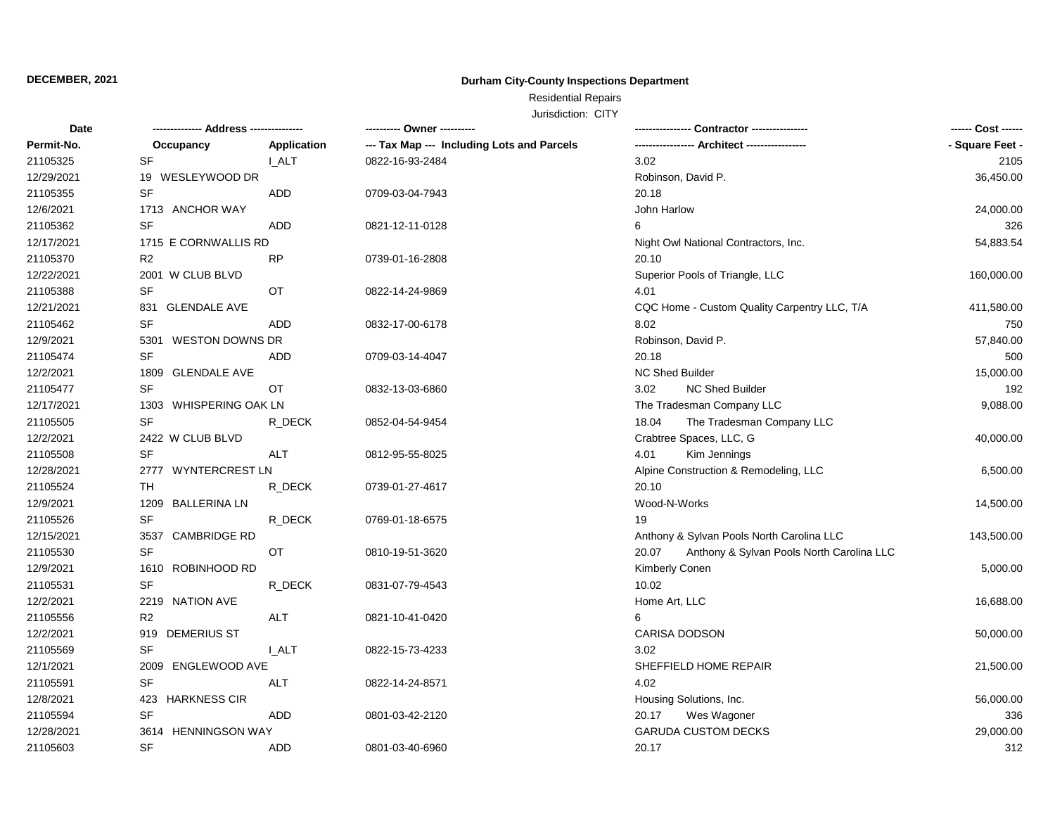**DECEMBER, 2021**

**Durham City-County Inspections Department**

Residential Repairs

Jurisdiction: CITY

| Date<br>Permit-No. | ------------- Address ---------------<br>Occupancy | <br>Application | ---------- Owner ----------<br>--- Tax Map --- Including Lots and Parcels | ---------------- Contractor ----------------<br>----------------- Architect ----------------- | ------ Cost ------<br>- Square Feet - |
|---|---|---|---|---|---|
| 21105325 | SF | I_ALT | 0822-16-93-2484 | 3.02 | 2105 |
| 12/29/2021 | 19 WESLEYWOOD DR | | | Robinson, David P. | 36,450.00 |
| 21105355 | SF | ADD | 0709-03-04-7943 | 20.18 | |
| 12/6/2021 | 1713 ANCHOR WAY | | | John Harlow | 24,000.00 |
| 21105362 | SF | ADD | 0821-12-11-0128 | 6 | 326 |
| 12/17/2021 | 1715 E CORNWALLIS RD | | | Night Owl National Contractors, Inc. | 54,883.54 |
| 21105370 | R2 | RP | 0739-01-16-2808 | 20.10 | |
| 12/22/2021 | 2001 W CLUB BLVD | | | Superior Pools of Triangle, LLC | 160,000.00 |
| 21105388 | SF | OT | 0822-14-24-9869 | 4.01 | |
| 12/21/2021 | 831 GLENDALE AVE | | | CQC Home - Custom Quality Carpentry LLC, T/A | 411,580.00 |
| 21105462 | SF | ADD | 0832-17-00-6178 | 8.02 | 750 |
| 12/9/2021 | 5301 WESTON DOWNS DR | | | Robinson, David P. | 57,840.00 |
| 21105474 | SF | ADD | 0709-03-14-4047 | 20.18 | 500 |
| 12/2/2021 | 1809 GLENDALE AVE | | | NC Shed Builder | 15,000.00 |
| 21105477 | SF | OT | 0832-13-03-6860 | 3.02 NC Shed Builder | 192 |
| 12/17/2021 | 1303 WHISPERING OAK LN | | | The Tradesman Company LLC | 9,088.00 |
| 21105505 | SF | R_DECK | 0852-04-54-9454 | 18.04 The Tradesman Company LLC | |
| 12/2/2021 | 2422 W CLUB BLVD | | | Crabtree Spaces, LLC, G | 40,000.00 |
| 21105508 | SF | ALT | 0812-95-55-8025 | 4.01 Kim Jennings | |
| 12/28/2021 | 2777 WYNTERCREST LN | | | Alpine Construction & Remodeling, LLC | 6,500.00 |
| 21105524 | TH | R_DECK | 0739-01-27-4617 | 20.10 | |
| 12/9/2021 | 1209 BALLERINA LN | | | Wood-N-Works | 14,500.00 |
| 21105526 | SF | R_DECK | 0769-01-18-6575 | 19 | |
| 12/15/2021 | 3537 CAMBRIDGE RD | | | Anthony & Sylvan Pools North Carolina LLC | 143,500.00 |
| 21105530 | SF | OT | 0810-19-51-3620 | 20.07 Anthony & Sylvan Pools North Carolina LLC | |
| 12/9/2021 | 1610 ROBINHOOD RD | | | Kimberly Conen | 5,000.00 |
| 21105531 | SF | R_DECK | 0831-07-79-4543 | 10.02 | |
| 12/2/2021 | 2219 NATION AVE | | | Home Art, LLC | 16,688.00 |
| 21105556 | R2 | ALT | 0821-10-41-0420 | 6 | |
| 12/2/2021 | 919 DEMERIUS ST | | | CARISA DODSON | 50,000.00 |
| 21105569 | SF | I_ALT | 0822-15-73-4233 | 3.02 | |
| 12/1/2021 | 2009 ENGLEWOOD AVE | | | SHEFFIELD HOME REPAIR | 21,500.00 |
| 21105591 | SF | ALT | 0822-14-24-8571 | 4.02 | |
| 12/8/2021 | 423 HARKNESS CIR | | | Housing Solutions, Inc. | 56,000.00 |
| 21105594 | SF | ADD | 0801-03-42-2120 | 20.17 Wes Wagoner | 336 |
| 12/28/2021 | 3614 HENNINGSON WAY | | | GARUDA CUSTOM DECKS | 29,000.00 |
| 21105603 | SF | ADD | 0801-03-40-6960 | 20.17 | 312 |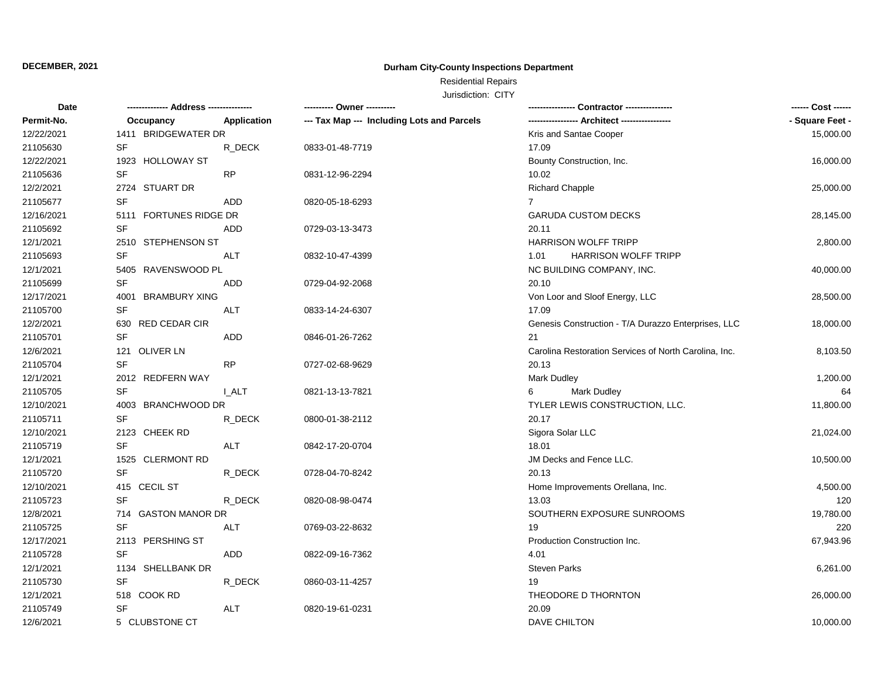**DECEMBER, 2021**

**Durham City-County Inspections Department**

Residential Repairs

Jurisdiction: CITY

| Date | ------------- Address -------------- | | ---------- Owner ---------- | ---------------- Contractor ---------------- | ------ Cost ------ |
|---|---|---|---|---|---|
| Permit-No. | Occupancy | Application | --- Tax Map --- Including Lots and Parcels | ----------------- Architect ----------------- | - Square Feet - |
| 12/22/2021 | 1411 BRIDGEWATER DR | | | Kris and Santae Cooper | 15,000.00 |
| 21105630 | SF | R_DECK | 0833-01-48-7719 | 17.09 | |
| 12/22/2021 | 1923 HOLLOWAY ST | | | Bounty Construction, Inc. | 16,000.00 |
| 21105636 | SF | RP | 0831-12-96-2294 | 10.02 | |
| 12/2/2021 | 2724 STUART DR | | | Richard Chapple | 25,000.00 |
| 21105677 | SF | ADD | 0820-05-18-6293 | 7 | |
| 12/16/2021 | 5111 FORTUNES RIDGE DR | | | GARUDA CUSTOM DECKS | 28,145.00 |
| 21105692 | SF | ADD | 0729-03-13-3473 | 20.11 | |
| 12/1/2021 | 2510 STEPHENSON ST | | | HARRISON WOLFF TRIPP | 2,800.00 |
| 21105693 | SF | ALT | 0832-10-47-4399 | 1.01 HARRISON WOLFF TRIPP | |
| 12/1/2021 | 5405 RAVENSWOOD PL | | | NC BUILDING COMPANY, INC. | 40,000.00 |
| 21105699 | SF | ADD | 0729-04-92-2068 | 20.10 | |
| 12/17/2021 | 4001 BRAMBURY XING | | | Von Loor and Sloof Energy, LLC | 28,500.00 |
| 21105700 | SF | ALT | 0833-14-24-6307 | 17.09 | |
| 12/2/2021 | 630 RED CEDAR CIR | | | Genesis Construction - T/A Durazzo Enterprises, LLC | 18,000.00 |
| 21105701 | SF | ADD | 0846-01-26-7262 | 21 | |
| 12/6/2021 | 121 OLIVER LN | | | Carolina Restoration Services of North Carolina, Inc. | 8,103.50 |
| 21105704 | SF | RP | 0727-02-68-9629 | 20.13 | |
| 12/1/2021 | 2012 REDFERN WAY | | | Mark Dudley | 1,200.00 |
| 21105705 | SF | I_ALT | 0821-13-13-7821 | 6 Mark Dudley | 64 |
| 12/10/2021 | 4003 BRANCHWOOD DR | | | TYLER LEWIS CONSTRUCTION, LLC. | 11,800.00 |
| 21105711 | SF | R_DECK | 0800-01-38-2112 | 20.17 | |
| 12/10/2021 | 2123 CHEEK RD | | | Sigora Solar LLC | 21,024.00 |
| 21105719 | SF | ALT | 0842-17-20-0704 | 18.01 | |
| 12/1/2021 | 1525 CLERMONT RD | | | JM Decks and Fence LLC. | 10,500.00 |
| 21105720 | SF | R_DECK | 0728-04-70-8242 | 20.13 | |
| 12/10/2021 | 415 CECIL ST | | | Home Improvements Orellana, Inc. | 4,500.00 |
| 21105723 | SF | R_DECK | 0820-08-98-0474 | 13.03 | 120 |
| 12/8/2021 | 714 GASTON MANOR DR | | | SOUTHERN EXPOSURE SUNROOMS | 19,780.00 |
| 21105725 | SF | ALT | 0769-03-22-8632 | 19 | 220 |
| 12/17/2021 | 2113 PERSHING ST | | | Production Construction Inc. | 67,943.96 |
| 21105728 | SF | ADD | 0822-09-16-7362 | 4.01 | |
| 12/1/2021 | 1134 SHELLBANK DR | | | Steven Parks | 6,261.00 |
| 21105730 | SF | R_DECK | 0860-03-11-4257 | 19 | |
| 12/1/2021 | 518 COOK RD | | | THEODORE D THORNTON | 26,000.00 |
| 21105749 | SF | ALT | 0820-19-61-0231 | 20.09 | |
| 12/6/2021 | 5 CLUBSTONE CT | | | DAVE CHILTON | 10,000.00 |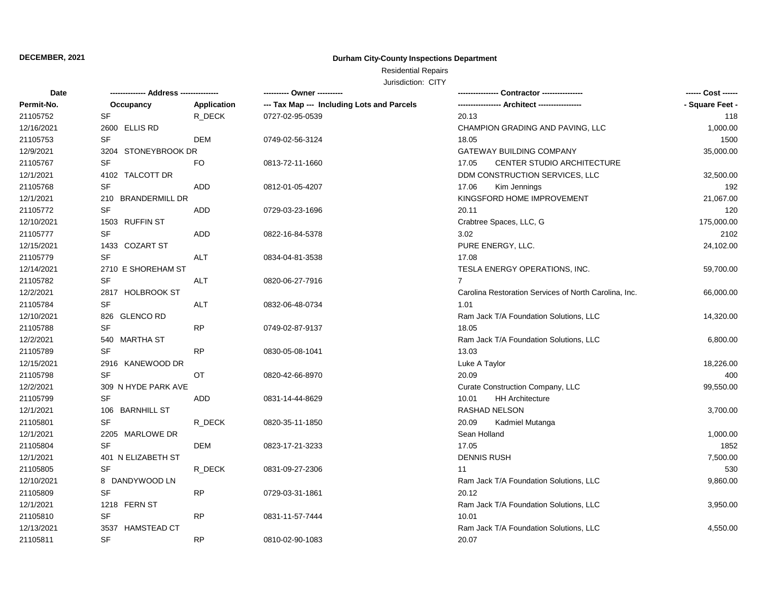**DECEMBER, 2021**

**Durham City-County Inspections Department**

Residential Repairs

Jurisdiction: CITY

| Date | ------------- Address -------------- | | ---------- Owner ---------- | ---------------- Contractor ---------------- | ------ Cost ------ |
|---|---|---|---|---|---|
| **Permit-No.** | **Occupancy** | **Application** | **--- Tax Map --- Including Lots and Parcels** | **----------------- Architect -----------------** | **- Square Feet -** |
| 21105752 | SF | R_DECK | 0727-02-95-0539 | 20.13 | 118 |
| 12/16/2021 | 2600 ELLIS RD | | | CHAMPION GRADING AND PAVING, LLC | 1,000.00 |
| 21105753 | SF | DEM | 0749-02-56-3124 | 18.05 | 1500 |
| 12/9/2021 | 3204 STONEYBROOK DR | | | GATEWAY BUILDING COMPANY | 35,000.00 |
| 21105767 | SF | FO | 0813-72-11-1660 | 17.05 CENTER STUDIO ARCHITECTURE | |
| 12/1/2021 | 4102 TALCOTT DR | | | DDM CONSTRUCTION SERVICES, LLC | 32,500.00 |
| 21105768 | SF | ADD | 0812-01-05-4207 | 17.06 Kim Jennings | 192 |
| 12/1/2021 | 210 BRANDERMILL DR | | | KINGSFORD HOME IMPROVEMENT | 21,067.00 |
| 21105772 | SF | ADD | 0729-03-23-1696 | 20.11 | 120 |
| 12/10/2021 | 1503 RUFFIN ST | | | Crabtree Spaces, LLC, G | 175,000.00 |
| 21105777 | SF | ADD | 0822-16-84-5378 | 3.02 | 2102 |
| 12/15/2021 | 1433 COZART ST | | | PURE ENERGY, LLC. | 24,102.00 |
| 21105779 | SF | ALT | 0834-04-81-3538 | 17.08 | |
| 12/14/2021 | 2710 E SHOREHAM ST | | | TESLA ENERGY OPERATIONS, INC. | 59,700.00 |
| 21105782 | SF | ALT | 0820-06-27-7916 | 7 | |
| 12/2/2021 | 2817 HOLBROOK ST | | | Carolina Restoration Services of North Carolina, Inc. | 66,000.00 |
| 21105784 | SF | ALT | 0832-06-48-0734 | 1.01 | |
| 12/10/2021 | 826 GLENCO RD | | | Ram Jack T/A Foundation Solutions, LLC | 14,320.00 |
| 21105788 | SF | RP | 0749-02-87-9137 | 18.05 | |
| 12/2/2021 | 540 MARTHA ST | | | Ram Jack T/A Foundation Solutions, LLC | 6,800.00 |
| 21105789 | SF | RP | 0830-05-08-1041 | 13.03 | |
| 12/15/2021 | 2916 KANEWOOD DR | | | Luke A Taylor | 18,226.00 |
| 21105798 | SF | OT | 0820-42-66-8970 | 20.09 | 400 |
| 12/2/2021 | 309 N HYDE PARK AVE | | | Curate Construction Company, LLC | 99,550.00 |
| 21105799 | SF | ADD | 0831-14-44-8629 | 10.01 HH Architecture | |
| 12/1/2021 | 106 BARNHILL ST | | | RASHAD NELSON | 3,700.00 |
| 21105801 | SF | R_DECK | 0820-35-11-1850 | 20.09 Kadmiel Mutanga | |
| 12/1/2021 | 2205 MARLOWE DR | | | Sean Holland | 1,000.00 |
| 21105804 | SF | DEM | 0823-17-21-3233 | 17.05 | 1852 |
| 12/1/2021 | 401 N ELIZABETH ST | | | DENNIS RUSH | 7,500.00 |
| 21105805 | SF | R_DECK | 0831-09-27-2306 | 11 | 530 |
| 12/10/2021 | 8 DANDYWOOD LN | | | Ram Jack T/A Foundation Solutions, LLC | 9,860.00 |
| 21105809 | SF | RP | 0729-03-31-1861 | 20.12 | |
| 12/1/2021 | 1218 FERN ST | | | Ram Jack T/A Foundation Solutions, LLC | 3,950.00 |
| 21105810 | SF | RP | 0831-11-57-7444 | 10.01 | |
| 12/13/2021 | 3537 HAMSTEAD CT | | | Ram Jack T/A Foundation Solutions, LLC | 4,550.00 |
| 21105811 | SF | RP | 0810-02-90-1083 | 20.07 | |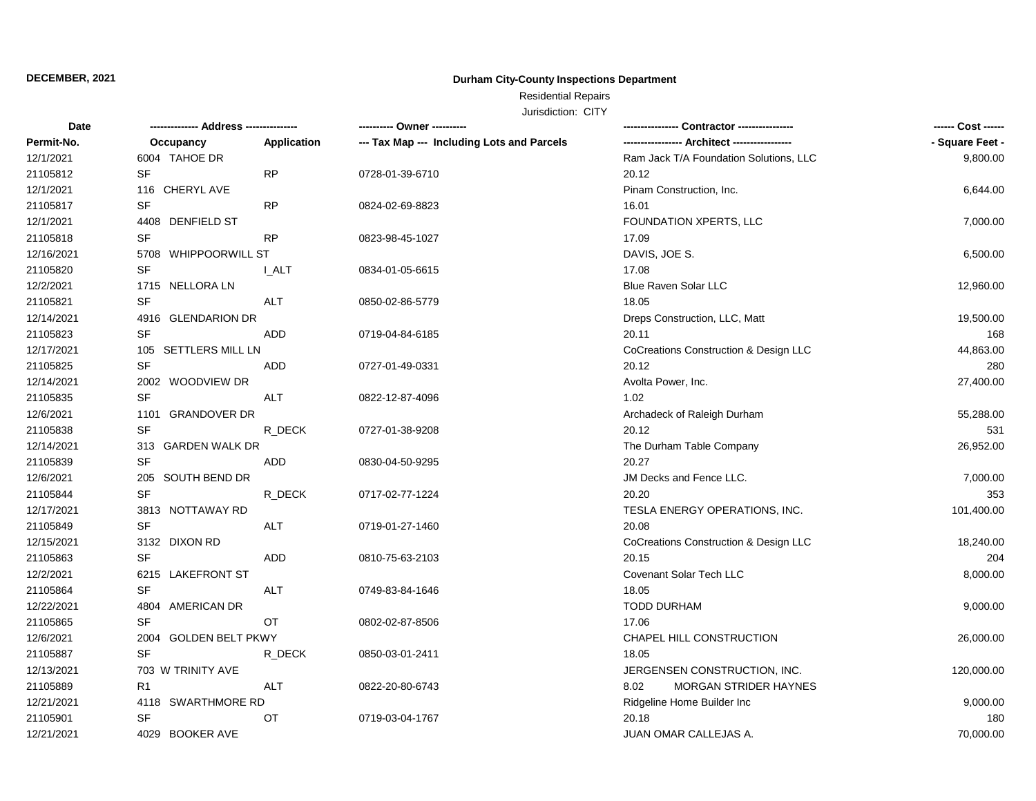**DECEMBER, 2021**

**Durham City-County Inspections Department**

Residential Repairs

Jurisdiction: CITY

| Date | ------------- Address -------------- | | ---------- Owner ---------- | ---------------- Contractor ---------------- | ------ Cost ------ |
|---|---|---|---|---|---|
| Permit-No. | Occupancy | Application | --- Tax Map --- Including Lots and Parcels | ----------------- Architect ----------------- | - Square Feet - |
| 12/1/2021 | 6004 TAHOE DR | | | Ram Jack T/A Foundation Solutions, LLC | 9,800.00 |
| 21105812 | SF | RP | 0728-01-39-6710 | 20.12 | |
| 12/1/2021 | 116 CHERYL AVE | | | Pinam Construction, Inc. | 6,644.00 |
| 21105817 | SF | RP | 0824-02-69-8823 | 16.01 | |
| 12/1/2021 | 4408 DENFIELD ST | | | FOUNDATION XPERTS, LLC | 7,000.00 |
| 21105818 | SF | RP | 0823-98-45-1027 | 17.09 | |
| 12/16/2021 | 5708 WHIPPOORWILL ST | | | DAVIS, JOE S. | 6,500.00 |
| 21105820 | SF | I_ALT | 0834-01-05-6615 | 17.08 | |
| 12/2/2021 | 1715 NELLORA LN | | | Blue Raven Solar LLC | 12,960.00 |
| 21105821 | SF | ALT | 0850-02-86-5779 | 18.05 | |
| 12/14/2021 | 4916 GLENDARION DR | | | Dreps Construction, LLC, Matt | 19,500.00 |
| 21105823 | SF | ADD | 0719-04-84-6185 | 20.11 | 168 |
| 12/17/2021 | 105 SETTLERS MILL LN | | | CoCreations Construction & Design LLC | 44,863.00 |
| 21105825 | SF | ADD | 0727-01-49-0331 | 20.12 | 280 |
| 12/14/2021 | 2002 WOODVIEW DR | | | Avolta Power, Inc. | 27,400.00 |
| 21105835 | SF | ALT | 0822-12-87-4096 | 1.02 | |
| 12/6/2021 | 1101 GRANDOVER DR | | | Archadeck of Raleigh Durham | 55,288.00 |
| 21105838 | SF | R_DECK | 0727-01-38-9208 | 20.12 | 531 |
| 12/14/2021 | 313 GARDEN WALK DR | | | The Durham Table Company | 26,952.00 |
| 21105839 | SF | ADD | 0830-04-50-9295 | 20.27 | |
| 12/6/2021 | 205 SOUTH BEND DR | | | JM Decks and Fence LLC. | 7,000.00 |
| 21105844 | SF | R_DECK | 0717-02-77-1224 | 20.20 | 353 |
| 12/17/2021 | 3813 NOTTAWAY RD | | | TESLA ENERGY OPERATIONS, INC. | 101,400.00 |
| 21105849 | SF | ALT | 0719-01-27-1460 | 20.08 | |
| 12/15/2021 | 3132 DIXON RD | | | CoCreations Construction & Design LLC | 18,240.00 |
| 21105863 | SF | ADD | 0810-75-63-2103 | 20.15 | 204 |
| 12/2/2021 | 6215 LAKEFRONT ST | | | Covenant Solar Tech LLC | 8,000.00 |
| 21105864 | SF | ALT | 0749-83-84-1646 | 18.05 | |
| 12/22/2021 | 4804 AMERICAN DR | | | TODD DURHAM | 9,000.00 |
| 21105865 | SF | OT | 0802-02-87-8506 | 17.06 | |
| 12/6/2021 | 2004 GOLDEN BELT PKWY | | | CHAPEL HILL CONSTRUCTION | 26,000.00 |
| 21105887 | SF | R_DECK | 0850-03-01-2411 | 18.05 | |
| 12/13/2021 | 703 W TRINITY AVE | | | JERGENSEN CONSTRUCTION, INC. | 120,000.00 |
| 21105889 | R1 | ALT | 0822-20-80-6743 | 8.02 MORGAN STRIDER HAYNES | |
| 12/21/2021 | 4118 SWARTHMORE RD | | | Ridgeline Home Builder Inc | 9,000.00 |
| 21105901 | SF | OT | 0719-03-04-1767 | 20.18 | 180 |
| 12/21/2021 | 4029 BOOKER AVE | | | JUAN OMAR CALLEJAS A. | 70,000.00 |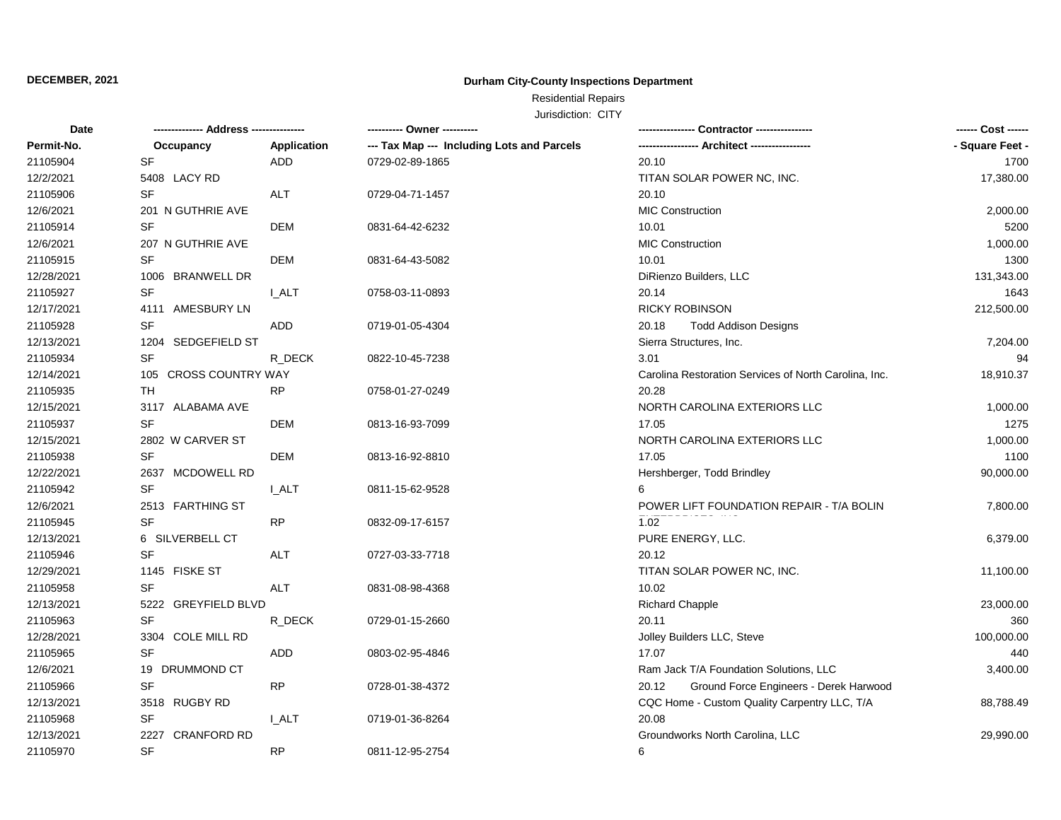**DECEMBER, 2021**

**Durham City-County Inspections Department**

Residential Repairs

Jurisdiction: CITY

| Date | ------------- Address -------------- | | ---------- Owner ---------- | ---------------- Contractor ---------------- | ------ Cost ------ |
|---|---|---|---|---|---|
| Permit-No. | Occupancy | Application | --- Tax Map --- Including Lots and Parcels | ----------------- Architect ----------------- | - Square Feet - |
| 21105904 | SF | ADD | 0729-02-89-1865 | 20.10 | 1700 |
| 12/2/2021 | 5408 LACY RD | | | TITAN SOLAR POWER NC, INC. | 17,380.00 |
| 21105906 | SF | ALT | 0729-04-71-1457 | 20.10 | |
| 12/6/2021 | 201 N GUTHRIE AVE | | | MIC Construction | 2,000.00 |
| 21105914 | SF | DEM | 0831-64-42-6232 | 10.01 | 5200 |
| 12/6/2021 | 207 N GUTHRIE AVE | | | MIC Construction | 1,000.00 |
| 21105915 | SF | DEM | 0831-64-43-5082 | 10.01 | 1300 |
| 12/28/2021 | 1006 BRANWELL DR | | | DiRienzo Builders, LLC | 131,343.00 |
| 21105927 | SF | I_ALT | 0758-03-11-0893 | 20.14 | 1643 |
| 12/17/2021 | 4111 AMESBURY LN | | | RICKY ROBINSON | 212,500.00 |
| 21105928 | SF | ADD | 0719-01-05-4304 | 20.18 Todd Addison Designs | |
| 12/13/2021 | 1204 SEDGEFIELD ST | | | Sierra Structures, Inc. | 7,204.00 |
| 21105934 | SF | R_DECK | 0822-10-45-7238 | 3.01 | 94 |
| 12/14/2021 | 105 CROSS COUNTRY WAY | | | Carolina Restoration Services of North Carolina, Inc. | 18,910.37 |
| 21105935 | TH | RP | 0758-01-27-0249 | 20.28 | |
| 12/15/2021 | 3117 ALABAMA AVE | | | NORTH CAROLINA EXTERIORS LLC | 1,000.00 |
| 21105937 | SF | DEM | 0813-16-93-7099 | 17.05 | 1275 |
| 12/15/2021 | 2802 W CARVER ST | | | NORTH CAROLINA EXTERIORS LLC | 1,000.00 |
| 21105938 | SF | DEM | 0813-16-92-8810 | 17.05 | 1100 |
| 12/22/2021 | 2637 MCDOWELL RD | | | Hershberger, Todd Brindley | 90,000.00 |
| 21105942 | SF | I_ALT | 0811-15-62-9528 | 6 | |
| 12/6/2021 | 2513 FARTHING ST | | | POWER LIFT FOUNDATION REPAIR - T/A BOLIN | 7,800.00 |
| 21105945 | SF | RP | 0832-09-17-6157 | 1.02 | |
| 12/13/2021 | 6 SILVERBELL CT | | | PURE ENERGY, LLC. | 6,379.00 |
| 21105946 | SF | ALT | 0727-03-33-7718 | 20.12 | |
| 12/29/2021 | 1145 FISKE ST | | | TITAN SOLAR POWER NC, INC. | 11,100.00 |
| 21105958 | SF | ALT | 0831-08-98-4368 | 10.02 | |
| 12/13/2021 | 5222 GREYFIELD BLVD | | | Richard Chapple | 23,000.00 |
| 21105963 | SF | R_DECK | 0729-01-15-2660 | 20.11 | 360 |
| 12/28/2021 | 3304 COLE MILL RD | | | Jolley Builders LLC, Steve | 100,000.00 |
| 21105965 | SF | ADD | 0803-02-95-4846 | 17.07 | 440 |
| 12/6/2021 | 19 DRUMMOND CT | | | Ram Jack T/A Foundation Solutions, LLC | 3,400.00 |
| 21105966 | SF | RP | 0728-01-38-4372 | 20.12 Ground Force Engineers - Derek Harwood | |
| 12/13/2021 | 3518 RUGBY RD | | | CQC Home - Custom Quality Carpentry LLC, T/A | 88,788.49 |
| 21105968 | SF | I_ALT | 0719-01-36-8264 | 20.08 | |
| 12/13/2021 | 2227 CRANFORD RD | | | Groundworks North Carolina, LLC | 29,990.00 |
| 21105970 | SF | RP | 0811-12-95-2754 | 6 | |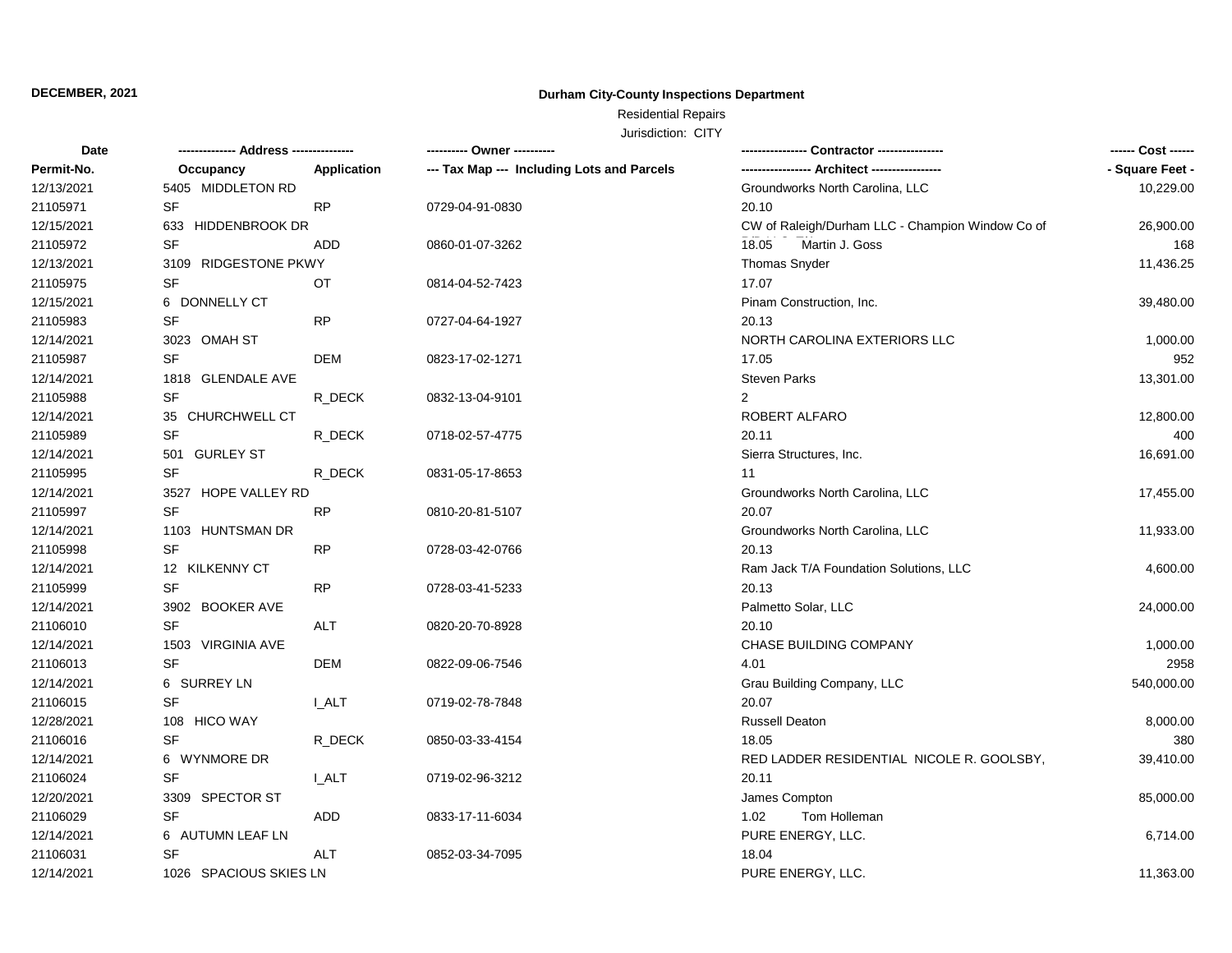**DECEMBER, 2021**

**Durham City-County Inspections Department**

Residential Repairs

Jurisdiction: CITY

| Date / Permit-No. | Address / Occupancy | Application | Owner / Tax Map --- Including Lots and Parcels | Contractor / Architect | Cost / Square Feet |
|---|---|---|---|---|---|
| 12/13/2021 | 5405 MIDDLETON RD | | | Groundworks North Carolina, LLC | 10,229.00 |
| 21105971 | SF | RP | 0729-04-91-0830 | 20.10 | |
| 12/15/2021 | 633 HIDDENBROOK DR | | | CW of Raleigh/Durham LLC - Champion Window Co of | 26,900.00 |
| 21105972 | SF | ADD | 0860-01-07-3262 | 18.05 Martin J. Goss | 168 |
| 12/13/2021 | 3109 RIDGESTONE PKWY | | | Thomas Snyder | 11,436.25 |
| 21105975 | SF | OT | 0814-04-52-7423 | 17.07 | |
| 12/15/2021 | 6 DONNELLY CT | | | Pinam Construction, Inc. | 39,480.00 |
| 21105983 | SF | RP | 0727-04-64-1927 | 20.13 | |
| 12/14/2021 | 3023 OMAH ST | | | NORTH CAROLINA EXTERIORS LLC | 1,000.00 |
| 21105987 | SF | DEM | 0823-17-02-1271 | 17.05 | 952 |
| 12/14/2021 | 1818 GLENDALE AVE | | | Steven Parks | 13,301.00 |
| 21105988 | SF | R_DECK | 0832-13-04-9101 | 2 | |
| 12/14/2021 | 35 CHURCHWELL CT | | | ROBERT ALFARO | 12,800.00 |
| 21105989 | SF | R_DECK | 0718-02-57-4775 | 20.11 | 400 |
| 12/14/2021 | 501 GURLEY ST | | | Sierra Structures, Inc. | 16,691.00 |
| 21105995 | SF | R_DECK | 0831-05-17-8653 | 11 | |
| 12/14/2021 | 3527 HOPE VALLEY RD | | | Groundworks North Carolina, LLC | 17,455.00 |
| 21105997 | SF | RP | 0810-20-81-5107 | 20.07 | |
| 12/14/2021 | 1103 HUNTSMAN DR | | | Groundworks North Carolina, LLC | 11,933.00 |
| 21105998 | SF | RP | 0728-03-42-0766 | 20.13 | |
| 12/14/2021 | 12 KILKENNY CT | | | Ram Jack T/A Foundation Solutions, LLC | 4,600.00 |
| 21105999 | SF | RP | 0728-03-41-5233 | 20.13 | |
| 12/14/2021 | 3902 BOOKER AVE | | | Palmetto Solar, LLC | 24,000.00 |
| 21106010 | SF | ALT | 0820-20-70-8928 | 20.10 | |
| 12/14/2021 | 1503 VIRGINIA AVE | | | CHASE BUILDING COMPANY | 1,000.00 |
| 21106013 | SF | DEM | 0822-09-06-7546 | 4.01 | 2958 |
| 12/14/2021 | 6 SURREY LN | | | Grau Building Company, LLC | 540,000.00 |
| 21106015 | SF | I_ALT | 0719-02-78-7848 | 20.07 | |
| 12/28/2021 | 108 HICO WAY | | | Russell Deaton | 8,000.00 |
| 21106016 | SF | R_DECK | 0850-03-33-4154 | 18.05 | 380 |
| 12/14/2021 | 6 WYNMORE DR | | | RED LADDER RESIDENTIAL NICOLE R. GOOLSBY, | 39,410.00 |
| 21106024 | SF | I_ALT | 0719-02-96-3212 | 20.11 | |
| 12/20/2021 | 3309 SPECTOR ST | | | James Compton | 85,000.00 |
| 21106029 | SF | ADD | 0833-17-11-6034 | 1.02 Tom Holleman | |
| 12/14/2021 | 6 AUTUMN LEAF LN | | | PURE ENERGY, LLC. | 6,714.00 |
| 21106031 | SF | ALT | 0852-03-34-7095 | 18.04 | |
| 12/14/2021 | 1026 SPACIOUS SKIES LN | | | PURE ENERGY, LLC. | 11,363.00 |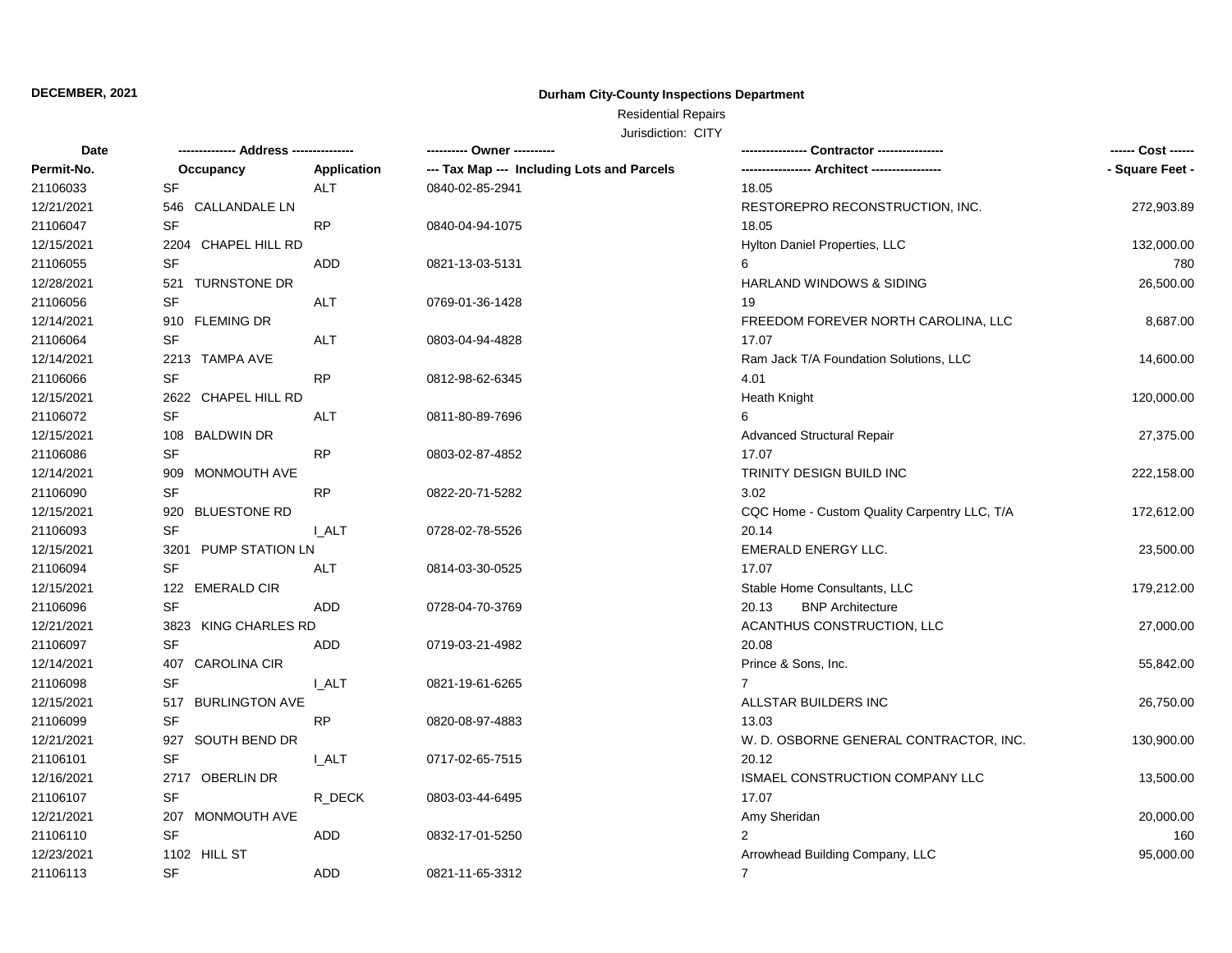**DECEMBER, 2021**

## Durham City-County Inspections Department

Residential Repairs

Jurisdiction: CITY

| Date / Permit-No. | Address / Occupancy | Application | Owner / Tax Map --- Including Lots and Parcels | Contractor / Architect | Cost / Square Feet |
|---|---|---|---|---|---|
| 21106033 | SF | ALT | 0840-02-85-2941 | 18.05 | |
| 12/21/2021 | 546 CALLANDALE LN | | | RESTOREPRO RECONSTRUCTION, INC. | 272,903.89 |
| 21106047 | SF | RP | 0840-04-94-1075 | 18.05 | |
| 12/15/2021 | 2204 CHAPEL HILL RD | | | Hylton Daniel Properties, LLC | 132,000.00 |
| 21106055 | SF | ADD | 0821-13-03-5131 | 6 | 780 |
| 12/28/2021 | 521 TURNSTONE DR | | | HARLAND WINDOWS & SIDING | 26,500.00 |
| 21106056 | SF | ALT | 0769-01-36-1428 | 19 | |
| 12/14/2021 | 910 FLEMING DR | | | FREEDOM FOREVER NORTH CAROLINA, LLC | 8,687.00 |
| 21106064 | SF | ALT | 0803-04-94-4828 | 17.07 | |
| 12/14/2021 | 2213 TAMPA AVE | | | Ram Jack T/A Foundation Solutions, LLC | 14,600.00 |
| 21106066 | SF | RP | 0812-98-62-6345 | 4.01 | |
| 12/15/2021 | 2622 CHAPEL HILL RD | | | Heath Knight | 120,000.00 |
| 21106072 | SF | ALT | 0811-80-89-7696 | 6 | |
| 12/15/2021 | 108 BALDWIN DR | | | Advanced Structural Repair | 27,375.00 |
| 21106086 | SF | RP | 0803-02-87-4852 | 17.07 | |
| 12/14/2021 | 909 MONMOUTH AVE | | | TRINITY DESIGN BUILD INC | 222,158.00 |
| 21106090 | SF | RP | 0822-20-71-5282 | 3.02 | |
| 12/15/2021 | 920 BLUESTONE RD | | | CQC Home - Custom Quality Carpentry LLC, T/A | 172,612.00 |
| 21106093 | SF | I_ALT | 0728-02-78-5526 | 20.14 | |
| 12/15/2021 | 3201 PUMP STATION LN | | | EMERALD ENERGY LLC. | 23,500.00 |
| 21106094 | SF | ALT | 0814-03-30-0525 | 17.07 | |
| 12/15/2021 | 122 EMERALD CIR | | | Stable Home Consultants, LLC | 179,212.00 |
| 21106096 | SF | ADD | 0728-04-70-3769 | 20.13 BNP Architecture | |
| 12/21/2021 | 3823 KING CHARLES RD | | | ACANTHUS CONSTRUCTION, LLC | 27,000.00 |
| 21106097 | SF | ADD | 0719-03-21-4982 | 20.08 | |
| 12/14/2021 | 407 CAROLINA CIR | | | Prince & Sons, Inc. | 55,842.00 |
| 21106098 | SF | I_ALT | 0821-19-61-6265 | 7 | |
| 12/15/2021 | 517 BURLINGTON AVE | | | ALLSTAR BUILDERS INC | 26,750.00 |
| 21106099 | SF | RP | 0820-08-97-4883 | 13.03 | |
| 12/21/2021 | 927 SOUTH BEND DR | | | W. D. OSBORNE GENERAL CONTRACTOR, INC. | 130,900.00 |
| 21106101 | SF | I_ALT | 0717-02-65-7515 | 20.12 | |
| 12/16/2021 | 2717 OBERLIN DR | | | ISMAEL CONSTRUCTION COMPANY LLC | 13,500.00 |
| 21106107 | SF | R_DECK | 0803-03-44-6495 | 17.07 | |
| 12/21/2021 | 207 MONMOUTH AVE | | | Amy Sheridan | 20,000.00 |
| 21106110 | SF | ADD | 0832-17-01-5250 | 2 | 160 |
| 12/23/2021 | 1102 HILL ST | | | Arrowhead Building Company, LLC | 95,000.00 |
| 21106113 | SF | ADD | 0821-11-65-3312 | 7 | |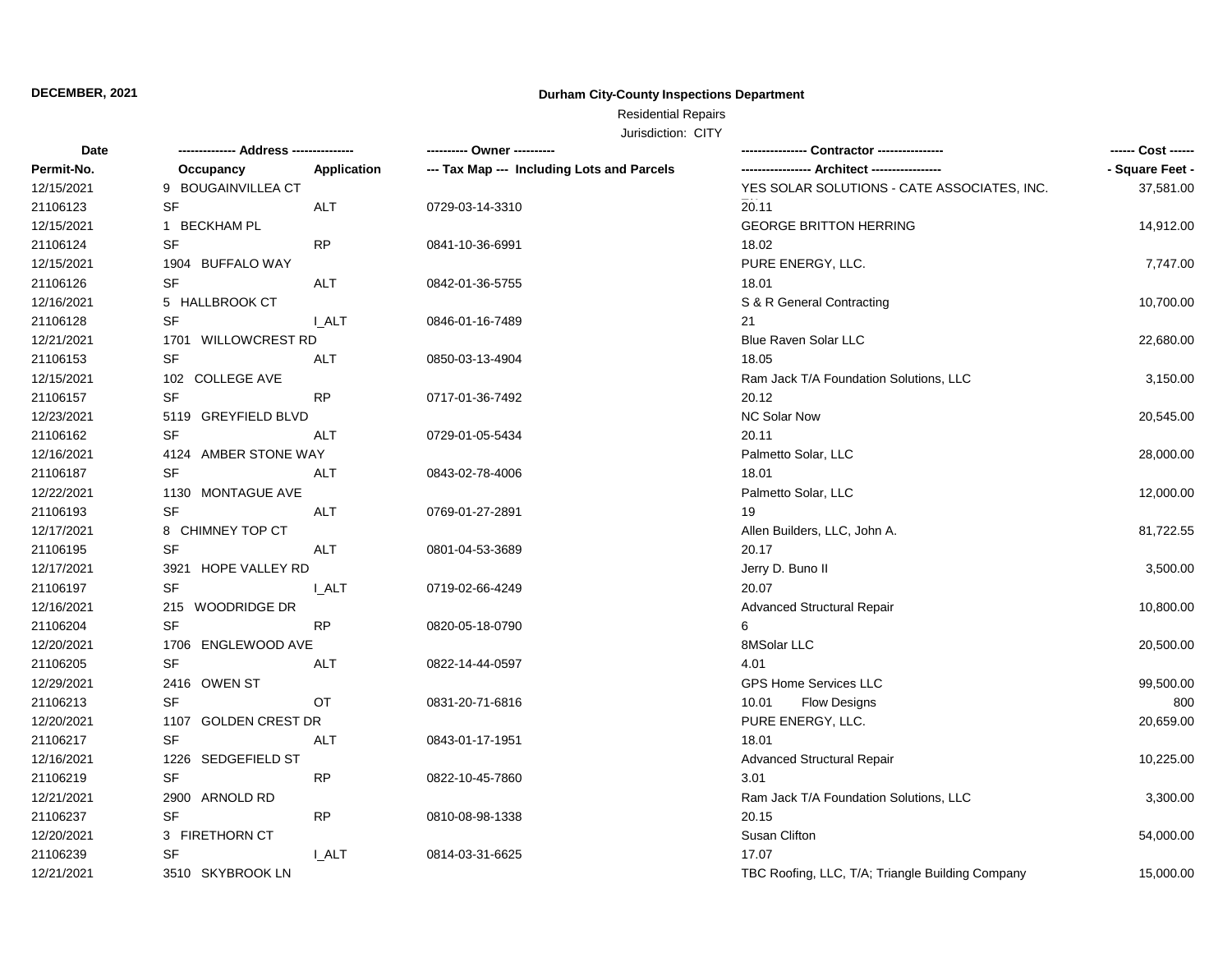**DECEMBER, 2021**

**Durham City-County Inspections Department**

Residential Repairs

Jurisdiction: CITY

| Date | ------------- Address -------------- | | ---------- Owner ---------- | ---------------- Contractor ---------------- | ------ Cost ------ |
|---|---|---|---|---|---|
| Permit-No. | Occupancy | Application | --- Tax Map --- Including Lots and Parcels | ----------------- Architect ----------------- | - Square Feet - |
| 12/15/2021 | 9 BOUGAINVILLEA CT | | | YES SOLAR SOLUTIONS - CATE ASSOCIATES, INC. | 37,581.00 |
| 21106123 | SF | ALT | 0729-03-14-3310 | 20.11 | |
| 12/15/2021 | 1 BECKHAM PL | | | GEORGE BRITTON HERRING | 14,912.00 |
| 21106124 | SF | RP | 0841-10-36-6991 | 18.02 | |
| 12/15/2021 | 1904 BUFFALO WAY | | | PURE ENERGY, LLC. | 7,747.00 |
| 21106126 | SF | ALT | 0842-01-36-5755 | 18.01 | |
| 12/16/2021 | 5 HALLBROOK CT | | | S & R General Contracting | 10,700.00 |
| 21106128 | SF | I_ALT | 0846-01-16-7489 | 21 | |
| 12/21/2021 | 1701 WILLOWCREST RD | | | Blue Raven Solar LLC | 22,680.00 |
| 21106153 | SF | ALT | 0850-03-13-4904 | 18.05 | |
| 12/15/2021 | 102 COLLEGE AVE | | | Ram Jack T/A Foundation Solutions, LLC | 3,150.00 |
| 21106157 | SF | RP | 0717-01-36-7492 | 20.12 | |
| 12/23/2021 | 5119 GREYFIELD BLVD | | | NC Solar Now | 20,545.00 |
| 21106162 | SF | ALT | 0729-01-05-5434 | 20.11 | |
| 12/16/2021 | 4124 AMBER STONE WAY | | | Palmetto Solar, LLC | 28,000.00 |
| 21106187 | SF | ALT | 0843-02-78-4006 | 18.01 | |
| 12/22/2021 | 1130 MONTAGUE AVE | | | Palmetto Solar, LLC | 12,000.00 |
| 21106193 | SF | ALT | 0769-01-27-2891 | 19 | |
| 12/17/2021 | 8 CHIMNEY TOP CT | | | Allen Builders, LLC, John A. | 81,722.55 |
| 21106195 | SF | ALT | 0801-04-53-3689 | 20.17 | |
| 12/17/2021 | 3921 HOPE VALLEY RD | | | Jerry D. Buno II | 3,500.00 |
| 21106197 | SF | I_ALT | 0719-02-66-4249 | 20.07 | |
| 12/16/2021 | 215 WOODRIDGE DR | | | Advanced Structural Repair | 10,800.00 |
| 21106204 | SF | RP | 0820-05-18-0790 | 6 | |
| 12/20/2021 | 1706 ENGLEWOOD AVE | | | 8MSolar LLC | 20,500.00 |
| 21106205 | SF | ALT | 0822-14-44-0597 | 4.01 | |
| 12/29/2021 | 2416 OWEN ST | | | GPS Home Services LLC | 99,500.00 |
| 21106213 | SF | OT | 0831-20-71-6816 | 10.01 Flow Designs | 800 |
| 12/20/2021 | 1107 GOLDEN CREST DR | | | PURE ENERGY, LLC. | 20,659.00 |
| 21106217 | SF | ALT | 0843-01-17-1951 | 18.01 | |
| 12/16/2021 | 1226 SEDGEFIELD ST | | | Advanced Structural Repair | 10,225.00 |
| 21106219 | SF | RP | 0822-10-45-7860 | 3.01 | |
| 12/21/2021 | 2900 ARNOLD RD | | | Ram Jack T/A Foundation Solutions, LLC | 3,300.00 |
| 21106237 | SF | RP | 0810-08-98-1338 | 20.15 | |
| 12/20/2021 | 3 FIRETHORN CT | | | Susan Clifton | 54,000.00 |
| 21106239 | SF | I_ALT | 0814-03-31-6625 | 17.07 | |
| 12/21/2021 | 3510 SKYBROOK LN | | | TBC Roofing, LLC, T/A; Triangle Building Company | 15,000.00 |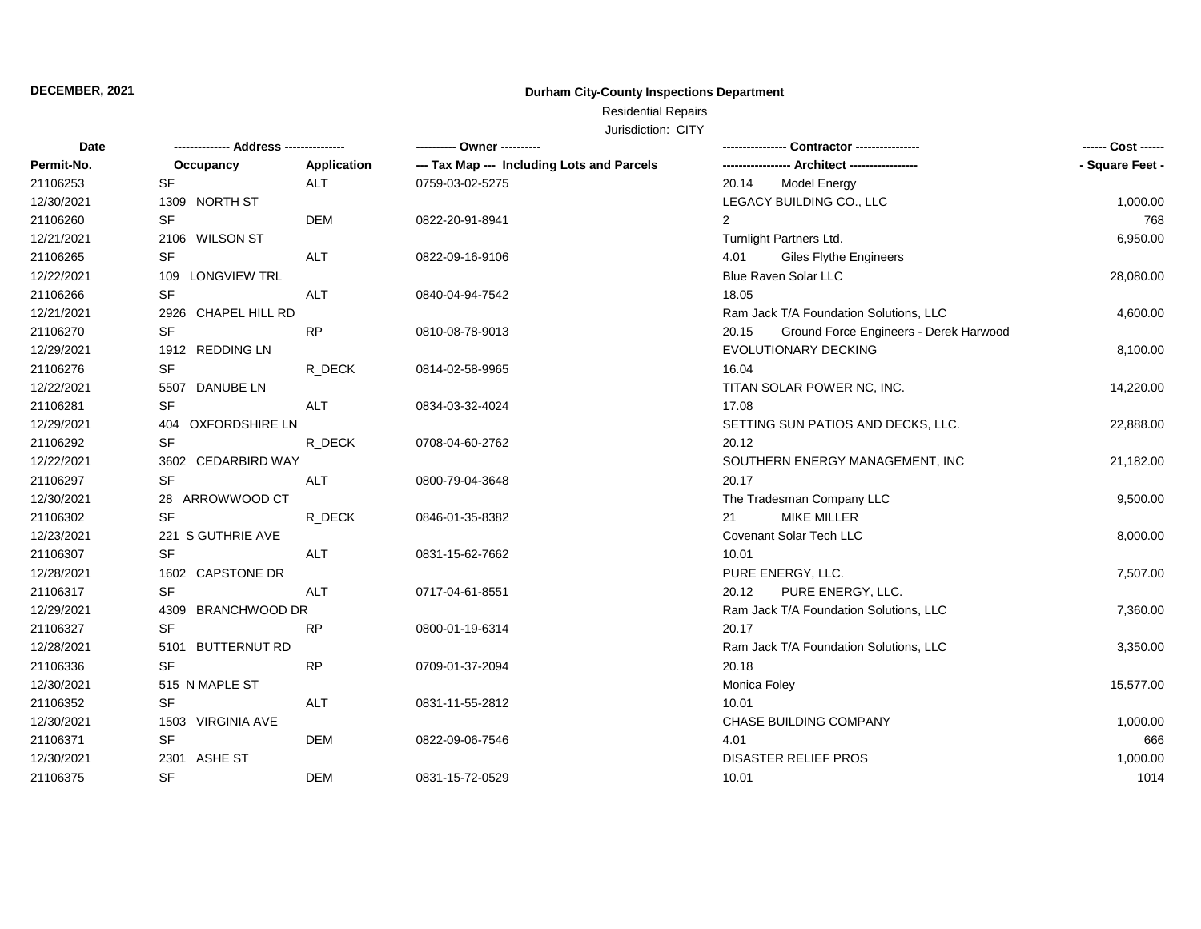**DECEMBER, 2021**

**Durham City-County Inspections Department**

Residential Repairs

Jurisdiction: CITY

| Date / Permit-No. | Address / Occupancy | Application | Owner / Tax Map --- Including Lots and Parcels | Contractor / Architect | Cost / Square Feet |
|---|---|---|---|---|---|
| 21106253 | SF | ALT | 0759-03-02-5275 | 20.14 Model Energy | |
| 12/30/2021 | 1309 NORTH ST | | | LEGACY BUILDING CO., LLC | 1,000.00 |
| 21106260 | SF | DEM | 0822-20-91-8941 | 2 | 768 |
| 12/21/2021 | 2106 WILSON ST | | | Turnlight Partners Ltd. | 6,950.00 |
| 21106265 | SF | ALT | 0822-09-16-9106 | 4.01 Giles Flythe Engineers | |
| 12/22/2021 | 109 LONGVIEW TRL | | | Blue Raven Solar LLC | 28,080.00 |
| 21106266 | SF | ALT | 0840-04-94-7542 | 18.05 | |
| 12/21/2021 | 2926 CHAPEL HILL RD | | | Ram Jack T/A Foundation Solutions, LLC | 4,600.00 |
| 21106270 | SF | RP | 0810-08-78-9013 | 20.15 Ground Force Engineers - Derek Harwood | |
| 12/29/2021 | 1912 REDDING LN | | | EVOLUTIONARY DECKING | 8,100.00 |
| 21106276 | SF | R_DECK | 0814-02-58-9965 | 16.04 | |
| 12/22/2021 | 5507 DANUBE LN | | | TITAN SOLAR POWER NC, INC. | 14,220.00 |
| 21106281 | SF | ALT | 0834-03-32-4024 | 17.08 | |
| 12/29/2021 | 404 OXFORDSHIRE LN | | | SETTING SUN PATIOS AND DECKS, LLC. | 22,888.00 |
| 21106292 | SF | R_DECK | 0708-04-60-2762 | 20.12 | |
| 12/22/2021 | 3602 CEDARBIRD WAY | | | SOUTHERN ENERGY MANAGEMENT, INC | 21,182.00 |
| 21106297 | SF | ALT | 0800-79-04-3648 | 20.17 | |
| 12/30/2021 | 28 ARROWWOOD CT | | | The Tradesman Company LLC | 9,500.00 |
| 21106302 | SF | R_DECK | 0846-01-35-8382 | 21 MIKE MILLER | |
| 12/23/2021 | 221 S GUTHRIE AVE | | | Covenant Solar Tech LLC | 8,000.00 |
| 21106307 | SF | ALT | 0831-15-62-7662 | 10.01 | |
| 12/28/2021 | 1602 CAPSTONE DR | | | PURE ENERGY, LLC. | 7,507.00 |
| 21106317 | SF | ALT | 0717-04-61-8551 | 20.12 PURE ENERGY, LLC. | |
| 12/29/2021 | 4309 BRANCHWOOD DR | | | Ram Jack T/A Foundation Solutions, LLC | 7,360.00 |
| 21106327 | SF | RP | 0800-01-19-6314 | 20.17 | |
| 12/28/2021 | 5101 BUTTERNUT RD | | | Ram Jack T/A Foundation Solutions, LLC | 3,350.00 |
| 21106336 | SF | RP | 0709-01-37-2094 | 20.18 | |
| 12/30/2021 | 515 N MAPLE ST | | | Monica Foley | 15,577.00 |
| 21106352 | SF | ALT | 0831-11-55-2812 | 10.01 | |
| 12/30/2021 | 1503 VIRGINIA AVE | | | CHASE BUILDING COMPANY | 1,000.00 |
| 21106371 | SF | DEM | 0822-09-06-7546 | 4.01 | 666 |
| 12/30/2021 | 2301 ASHE ST | | | DISASTER RELIEF PROS | 1,000.00 |
| 21106375 | SF | DEM | 0831-15-72-0529 | 10.01 | 1014 |